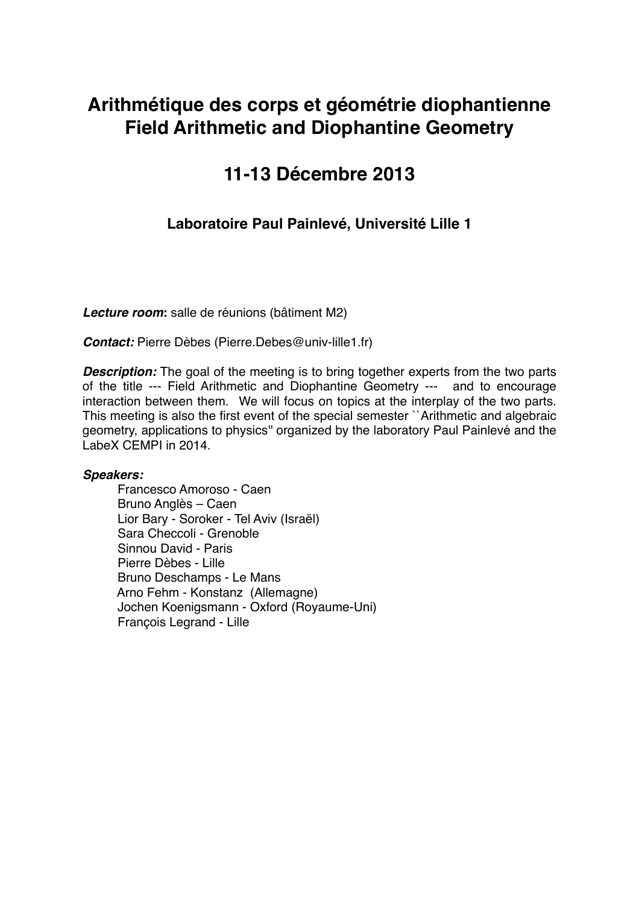# Arithmétique des corps et géométrie diophantienne
# Field Arithmetic and Diophantine Geometry

## 11-13 Décembre 2013

### Laboratoire Paul Painlevé, Université Lille 1

***Lecture room*:** salle de réunions (bâtiment M2)

***Contact:*** Pierre Dèbes (Pierre.Debes@univ-lille1.fr)

***Description:*** The goal of the meeting is to bring together experts from the two parts of the title --- Field Arithmetic and Diophantine Geometry --- and to encourage interaction between them. We will focus on topics at the interplay of the two parts. This meeting is also the first event of the special semester ``Arithmetic and algebraic geometry, applications to physics'' organized by the laboratory Paul Painlevé and the LabeX CEMPI in 2014.

***Speakers:***

Francesco Amoroso - Caen
Bruno Anglès – Caen
Lior Bary - Soroker - Tel Aviv (Israël)
Sara Checcoli - Grenoble
Sinnou David - Paris
Pierre Dèbes - Lille
Bruno Deschamps - Le Mans
Arno Fehm - Konstanz (Allemagne)
Jochen Koenigsmann - Oxford (Royaume-Uni)
François Legrand - Lille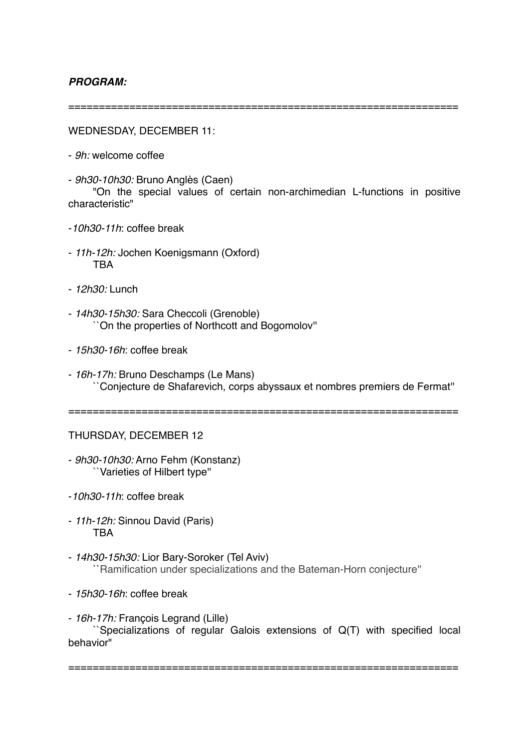***PROGRAM:***

================================================================

WEDNESDAY, DECEMBER 11:

- *9h:* welcome coffee

- *9h30-10h30:* Bruno Anglès (Caen)
  "On the special values of certain non-archimedian L-functions in positive characteristic"

-*10h30-11h*: coffee break

- *11h-12h:* Jochen Koenigsmann (Oxford)
  TBA

- *12h30:* Lunch

- *14h30-15h30:* Sara Checcoli (Grenoble)
  ``On the properties of Northcott and Bogomolov''

- *15h30-16h*: coffee break

- *16h-17h:* Bruno Deschamps (Le Mans)
  ``Conjecture de Shafarevich, corps abyssaux et nombres premiers de Fermat''

================================================================

THURSDAY, DECEMBER 12

- *9h30-10h30:* Arno Fehm (Konstanz)
  ``Varieties of Hilbert type''

-*10h30-11h*: coffee break

- *11h-12h:* Sinnou David (Paris)
  TBA

- *14h30-15h30:* Lior Bary-Soroker (Tel Aviv)
  ``Ramification under specializations and the Bateman-Horn conjecture''

- *15h30-16h*: coffee break

- *16h-17h:* François Legrand (Lille)
  ``Specializations of regular Galois extensions of Q(T) with specified local behavior''

================================================================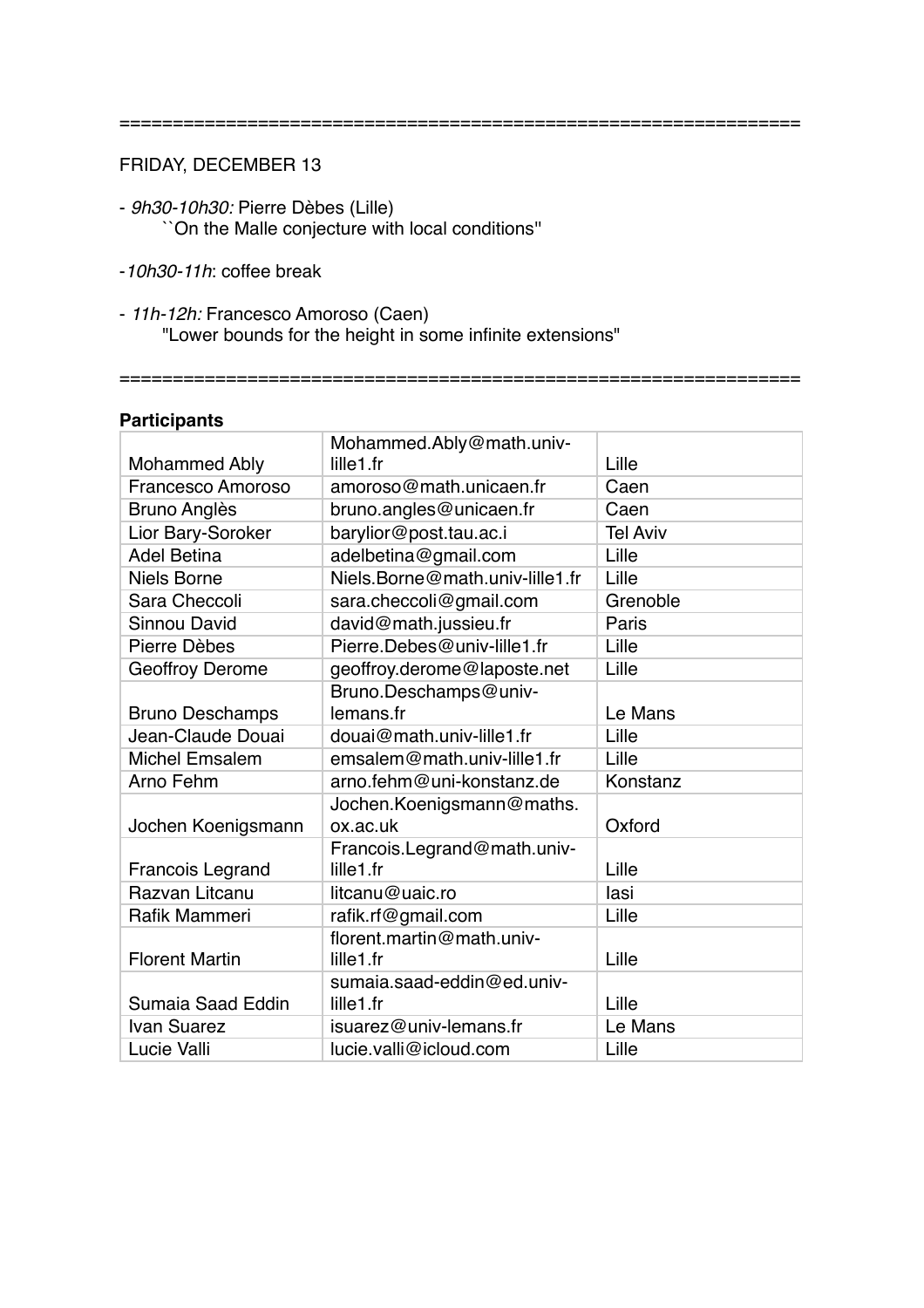================================================================

FRIDAY, DECEMBER 13

- *9h30-10h30:* Pierre Dèbes (Lille)
  ``On the Malle conjecture with local conditions''

-*10h30-11h*: coffee break

- *11h-12h:* Francesco Amoroso (Caen)
  "Lower bounds for the height in some infinite extensions"

================================================================

**Participants**

| | | |
|---|---|---|
| Mohammed Ably | Mohammed.Ably@math.univ-lille1.fr | Lille |
| Francesco Amoroso | amoroso@math.unicaen.fr | Caen |
| Bruno Anglès | bruno.angles@unicaen.fr | Caen |
| Lior Bary-Soroker | barylior@post.tau.ac.i | Tel Aviv |
| Adel Betina | adelbetina@gmail.com | Lille |
| Niels Borne | Niels.Borne@math.univ-lille1.fr | Lille |
| Sara Checcoli | sara.checcoli@gmail.com | Grenoble |
| Sinnou David | david@math.jussieu.fr | Paris |
| Pierre Dèbes | Pierre.Debes@univ-lille1.fr | Lille |
| Geoffroy Derome | geoffroy.derome@laposte.net | Lille |
| Bruno Deschamps | Bruno.Deschamps@univ-lemans.fr | Le Mans |
| Jean-Claude Douai | douai@math.univ-lille1.fr | Lille |
| Michel Emsalem | emsalem@math.univ-lille1.fr | Lille |
| Arno Fehm | arno.fehm@uni-konstanz.de | Konstanz |
| Jochen Koenigsmann | Jochen.Koenigsmann@maths.ox.ac.uk | Oxford |
| Francois Legrand | Francois.Legrand@math.univ-lille1.fr | Lille |
| Razvan Litcanu | litcanu@uaic.ro | Iasi |
| Rafik Mammeri | rafik.rf@gmail.com | Lille |
| Florent Martin | florent.martin@math.univ-lille1.fr | Lille |
| Sumaia Saad Eddin | sumaia.saad-eddin@ed.univ-lille1.fr | Lille |
| Ivan Suarez | isuarez@univ-lemans.fr | Le Mans |
| Lucie Valli | lucie.valli@icloud.com | Lille |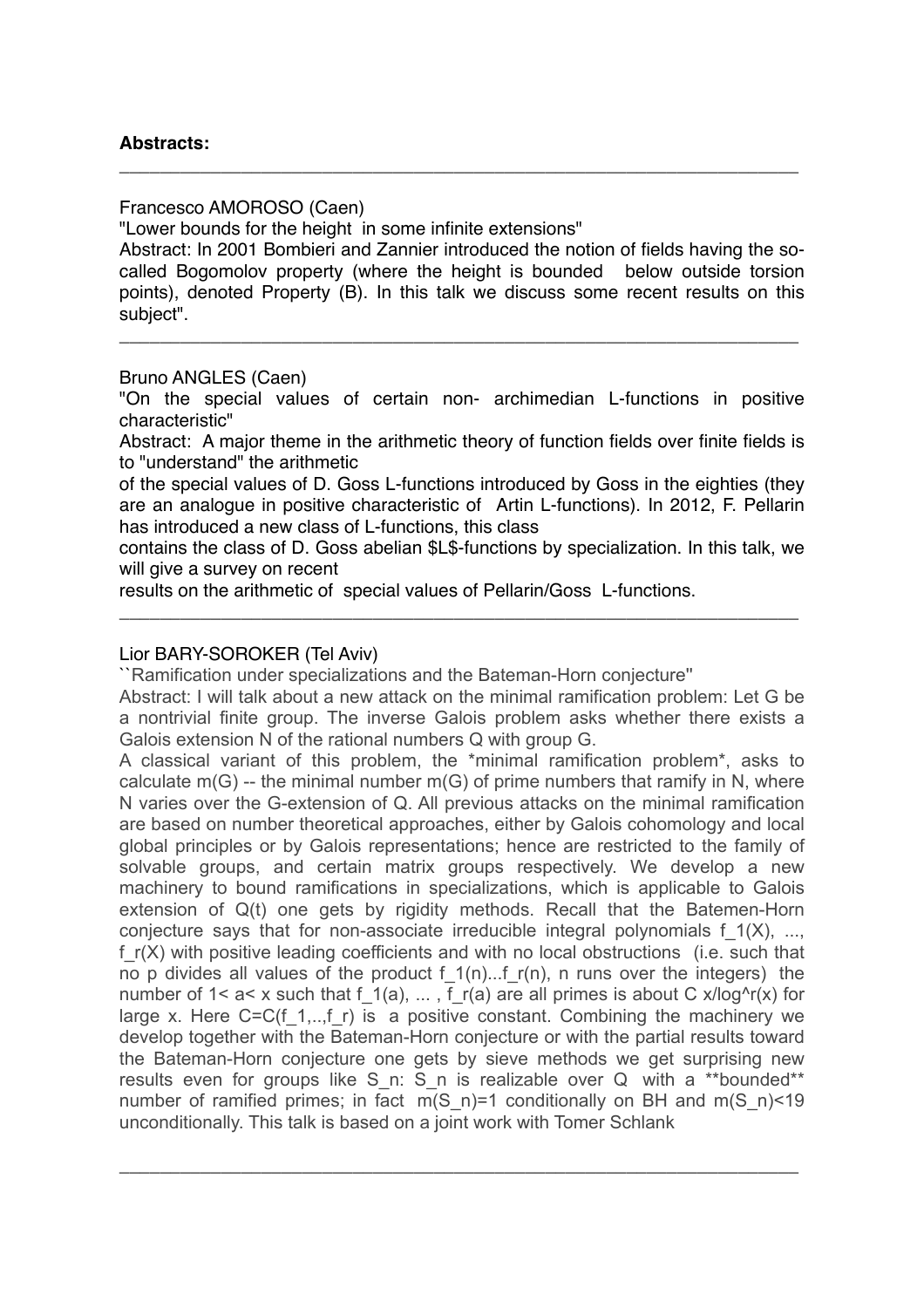**Abstracts:**

---

Francesco AMOROSO (Caen)

"Lower bounds for the height in some infinite extensions"

Abstract: In 2001 Bombieri and Zannier introduced the notion of fields having the so-called Bogomolov property (where the height is bounded below outside torsion points), denoted Property (B). In this talk we discuss some recent results on this subject".

---

Bruno ANGLES (Caen)

"On the special values of certain non- archimedian L-functions in positive characteristic"

Abstract: A major theme in the arithmetic theory of function fields over finite fields is to "understand" the arithmetic of the special values of D. Goss L-functions introduced by Goss in the eighties (they are an analogue in positive characteristic of Artin L-functions). In 2012, F. Pellarin has introduced a new class of L-functions, this class contains the class of D. Goss abelian $L$-functions by specialization. In this talk, we will give a survey on recent results on the arithmetic of special values of Pellarin/Goss L-functions.

---

Lior BARY-SOROKER (Tel Aviv)

``Ramification under specializations and the Bateman-Horn conjecture''

Abstract: I will talk about a new attack on the minimal ramification problem: Let G be a nontrivial finite group. The inverse Galois problem asks whether there exists a Galois extension N of the rational numbers Q with group G.

A classical variant of this problem, the *minimal ramification problem*, asks to calculate m(G) -- the minimal number m(G) of prime numbers that ramify in N, where N varies over the G-extension of Q. All previous attacks on the minimal ramification are based on number theoretical approaches, either by Galois cohomology and local global principles or by Galois representations; hence are restricted to the family of solvable groups, and certain matrix groups respectively. We develop a new machinery to bound ramifications in specializations, which is applicable to Galois extension of Q(t) one gets by rigidity methods. Recall that the Batemen-Horn conjecture says that for non-associate irreducible integral polynomials $f_1(X)$, ..., $f_r(X)$ with positive leading coefficients and with no local obstructions (i.e. such that no p divides all values of the product $f_1(n)...f_r(n)$, n runs over the integers) the number of $1< a< x$ such that $f_1(a)$, ... , $f_r(a)$ are all primes is about C $x/\log^r(x)$ for large x. Here $C=C(f_1,..,f_r)$ is a positive constant. Combining the machinery we develop together with the Bateman-Horn conjecture or with the partial results toward the Bateman-Horn conjecture one gets by sieve methods we get surprising new results even for groups like $S_n$: $S_n$ is realizable over Q with a **bounded** number of ramified primes; in fact $m(S_n)=1$ conditionally on BH and $m(S_n)<19$ unconditionally. This talk is based on a joint work with Tomer Schlank

---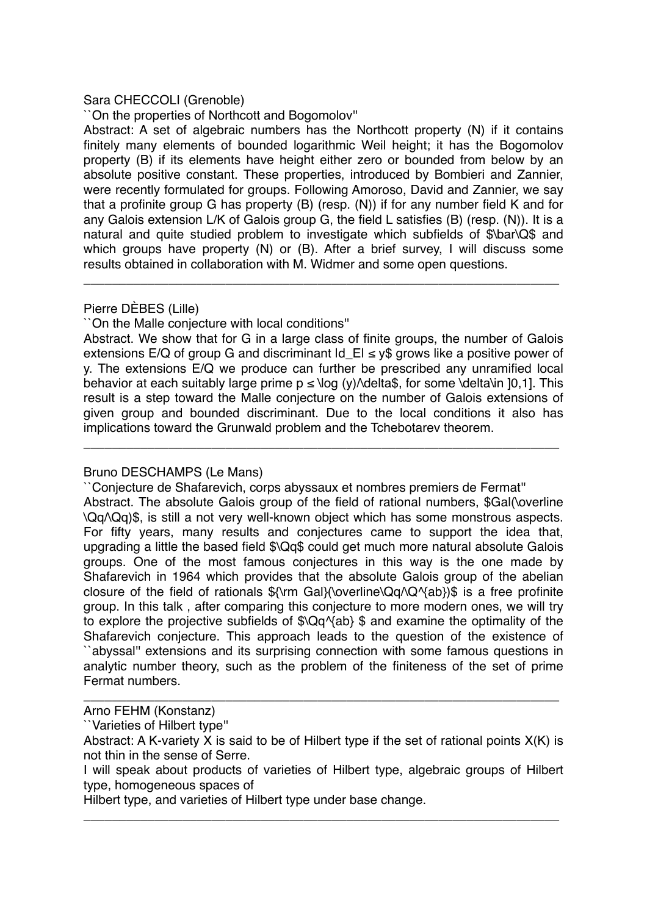Sara CHECCOLI (Grenoble)

``On the properties of Northcott and Bogomolov''

Abstract: A set of algebraic numbers has the Northcott property (N) if it contains finitely many elements of bounded logarithmic Weil height; it has the Bogomolov property (B) if its elements have height either zero or bounded from below by an absolute positive constant. These properties, introduced by Bombieri and Zannier, were recently formulated for groups. Following Amoroso, David and Zannier, we say that a profinite group G has property (B) (resp. (N)) if for any number field K and for any Galois extension L/K of Galois group G, the field L satisfies (B) (resp. (N)). It is a natural and quite studied problem to investigate which subfields of $\bar{\mathbb{Q}}$ and which groups have property (N) or (B). After a brief survey, I will discuss some results obtained in collaboration with M. Widmer and some open questions.

---

Pierre DÈBES (Lille)

``On the Malle conjecture with local conditions''

Abstract. We show that for G in a large class of finite groups, the number of Galois extensions E/Q of group G and discriminant $|d_E| \leq y$ grows like a positive power of y. The extensions E/Q we produce can further be prescribed any unramified local behavior at each suitably large prime $p \leq \log(y)/\delta$, for some $\delta \in ]0,1]$. This result is a step toward the Malle conjecture on the number of Galois extensions of given group and bounded discriminant. Due to the local conditions it also has implications toward the Grunwald problem and the Tchebotarev theorem.

---

Bruno DESCHAMPS (Le Mans)

``Conjecture de Shafarevich, corps abyssaux et nombres premiers de Fermat''

Abstract. The absolute Galois group of the field of rational numbers, $Gal(\overline{\mathbb{Q}}/\mathbb{Q})$, is still a not very well-known object which has some monstrous aspects. For fifty years, many results and conjectures came to support the idea that, upgrading a little the based field $\mathbb{Q}$ could get much more natural absolute Galois groups. One of the most famous conjectures in this way is the one made by Shafarevich in 1964 which provides that the absolute Galois group of the abelian closure of the field of rationals ${\rm Gal}(\overline{\mathbb{Q}}/\mathbb{Q}^{ab})$ is a free profinite group. In this talk , after comparing this conjecture to more modern ones, we will try to explore the projective subfields of $\mathbb{Q}^{ab}$ and examine the optimality of the Shafarevich conjecture. This approach leads to the question of the existence of ``abyssal'' extensions and its surprising connection with some famous questions in analytic number theory, such as the problem of the finiteness of the set of prime Fermat numbers.

---

Arno FEHM (Konstanz)

``Varieties of Hilbert type''

Abstract: A K-variety X is said to be of Hilbert type if the set of rational points X(K) is not thin in the sense of Serre.

I will speak about products of varieties of Hilbert type, algebraic groups of Hilbert type, homogeneous spaces of Hilbert type, and varieties of Hilbert type under base change.

---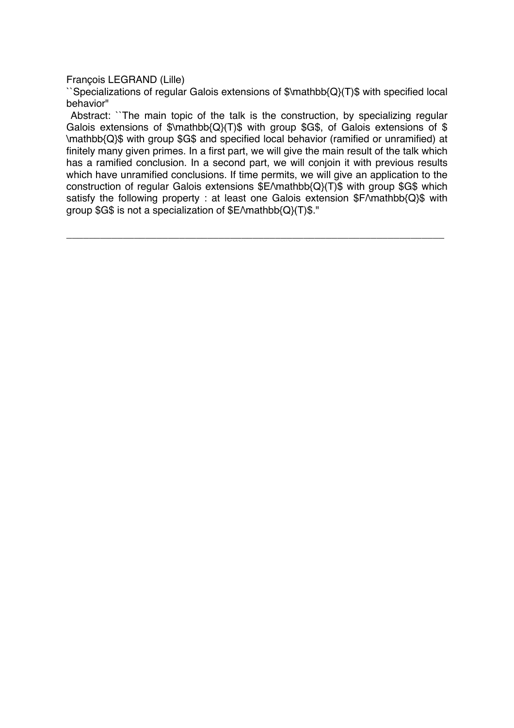François LEGRAND (Lille)

"Specializations of regular Galois extensions of $\mathbb{Q}(T)$ with specified local behavior"

Abstract: "The main topic of the talk is the construction, by specializing regular Galois extensions of $\mathbb{Q}(T)$ with group $G$, of Galois extensions of $\mathbb{Q}$ with group $G$ and specified local behavior (ramified or unramified) at finitely many given primes. In a first part, we will give the main result of the talk which has a ramified conclusion. In a second part, we will conjoin it with previous results which have unramified conclusions. If time permits, we will give an application to the construction of regular Galois extensions $E/\mathbb{Q}(T)$ with group $G$ which satisfy the following property : at least one Galois extension $F/\mathbb{Q}$ with group $G$ is not a specialization of $E/\mathbb{Q}(T)$."

---